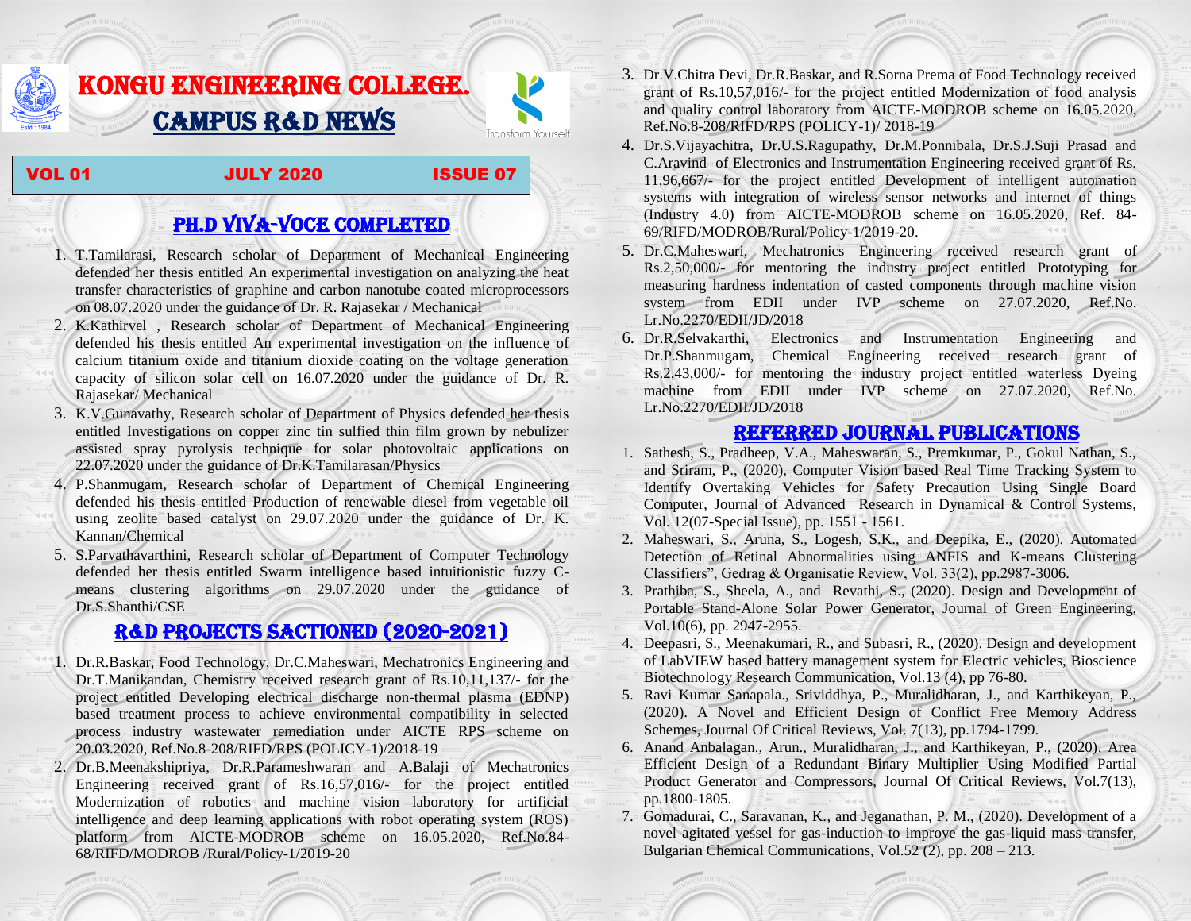# KONGU ENGINEERING COLLEGE.

# CAMPUS R&D NEWS

Transform Yourself

**VOL 01 JULY 2020 ISSUE 07**

## PH.D VIVA-VOCE COMPLETED

1. T.Tamilarasi, Research scholar of Department of Mechanical Engineering defended her thesis entitled An experimental investigation on analyzing the heat transfer characteristics of graphine and carbon nanotube coated microprocessors on 08.07.2020 under the guidance of Dr. R. Rajasekar / Mechanical
2. K.Kathirvel , Research scholar of Department of Mechanical Engineering defended his thesis entitled An experimental investigation on the influence of calcium titanium oxide and titanium dioxide coating on the voltage generation capacity of silicon solar cell on 16.07.2020 under the guidance of Dr. R. Rajasekar/ Mechanical
3. K.V.Gunavathy, Research scholar of Department of Physics defended her thesis entitled Investigations on copper zinc tin sulfied thin film grown by nebulizer assisted spray pyrolysis technique for solar photovoltaic applications on 22.07.2020 under the guidance of Dr.K.Tamilarasan/Physics
4. P.Shanmugam, Research scholar of Department of Chemical Engineering defended his thesis entitled Production of renewable diesel from vegetable oil using zeolite based catalyst on 29.07.2020 under the guidance of Dr. K. Kannan/Chemical
5. S.Parvathavarthini, Research scholar of Department of Computer Technology defended her thesis entitled Swarm intelligence based intuitionistic fuzzy C-means clustering algorithms on 29.07.2020 under the guidance of Dr.S.Shanthi/CSE

## R&D PROJECTS SACTIONED (2020-2021)

1. Dr.R.Baskar, Food Technology, Dr.C.Maheswari, Mechatronics Engineering and Dr.T.Manikandan, Chemistry received research grant of Rs.10,11,137/- for the project entitled Developing electrical discharge non-thermal plasma (EDNP) based treatment process to achieve environmental compatibility in selected process industry wastewater remediation under AICTE RPS scheme on 20.03.2020, Ref.No.8-208/RIFD/RPS (POLICY-1)/2018-19
2. Dr.B.Meenakshipriya, Dr.R.Parameshwaran and A.Balaji of Mechatronics Engineering received grant of Rs.16,57,016/- for the project entitled Modernization of robotics and machine vision laboratory for artificial intelligence and deep learning applications with robot operating system (ROS) platform from AICTE-MODROB scheme on 16.05.2020, Ref.No.84-68/RIFD/MODROB /Rural/Policy-1/2019-20
3. Dr.V.Chitra Devi, Dr.R.Baskar, and R.Sorna Prema of Food Technology received grant of Rs.10,57,016/- for the project entitled Modernization of food analysis and quality control laboratory from AICTE-MODROB scheme on 16.05.2020, Ref.No.8-208/RIFD/RPS (POLICY-1)/ 2018-19
4. Dr.S.Vijayachitra, Dr.U.S.Ragupathy, Dr.M.Ponnibala, Dr.S.J.Suji Prasad and C.Aravind of Electronics and Instrumentation Engineering received grant of Rs. 11,96,667/- for the project entitled Development of intelligent automation systems with integration of wireless sensor networks and internet of things (Industry 4.0) from AICTE-MODROB scheme on 16.05.2020, Ref. 84-69/RIFD/MODROB/Rural/Policy-1/2019-20.
5. Dr.C.Maheswari, Mechatronics Engineering received research grant of Rs.2,50,000/- for mentoring the industry project entitled Prototyping for measuring hardness indentation of casted components through machine vision system from EDII under IVP scheme on 27.07.2020, Ref.No. Lr.No.2270/EDII/JD/2018
6. Dr.R.Selvakarthi, Electronics and Instrumentation Engineering and Dr.P.Shanmugam, Chemical Engineering received research grant of Rs.2,43,000/- for mentoring the industry project entitled waterless Dyeing machine from EDII under IVP scheme on 27.07.2020, Ref.No. Lr.No.2270/EDII/JD/2018

## REFERRED JOURNAL PUBLICATIONS

1. Sathesh, S., Pradheep, V.A., Maheswaran, S., Premkumar, P., Gokul Nathan, S., and Sriram, P., (2020), Computer Vision based Real Time Tracking System to Identify Overtaking Vehicles for Safety Precaution Using Single Board Computer, Journal of Advanced Research in Dynamical & Control Systems, Vol. 12(07-Special Issue), pp. 1551 - 1561.
2. Maheswari, S., Aruna, S., Logesh, S.K., and Deepika, E., (2020). Automated Detection of Retinal Abnormalities using ANFIS and K-means Clustering Classifiers", Gedrag & Organisatie Review, Vol. 33(2), pp.2987-3006.
3. Prathiba, S., Sheela, A., and Revathi, S., (2020). Design and Development of Portable Stand-Alone Solar Power Generator, Journal of Green Engineering, Vol.10(6), pp. 2947-2955.
4. Deepasri, S., Meenakumari, R., and Subasri, R., (2020). Design and development of LabVIEW based battery management system for Electric vehicles, Bioscience Biotechnology Research Communication, Vol.13 (4), pp 76-80.
5. Ravi Kumar Sanapala., Srividdhya, P., Muralidharan, J., and Karthikeyan, P., (2020). A Novel and Efficient Design of Conflict Free Memory Address Schemes, Journal Of Critical Reviews, Vol. 7(13), pp.1794-1799.
6. Anand Anbalagan., Arun., Muralidharan, J., and Karthikeyan, P., (2020). Area Efficient Design of a Redundant Binary Multiplier Using Modified Partial Product Generator and Compressors, Journal Of Critical Reviews, Vol.7(13), pp.1800-1805.
7. Gomadurai, C., Saravanan, K., and Jeganathan, P. M., (2020). Development of a novel agitated vessel for gas-induction to improve the gas-liquid mass transfer, Bulgarian Chemical Communications, Vol.52 (2), pp. 208 – 213.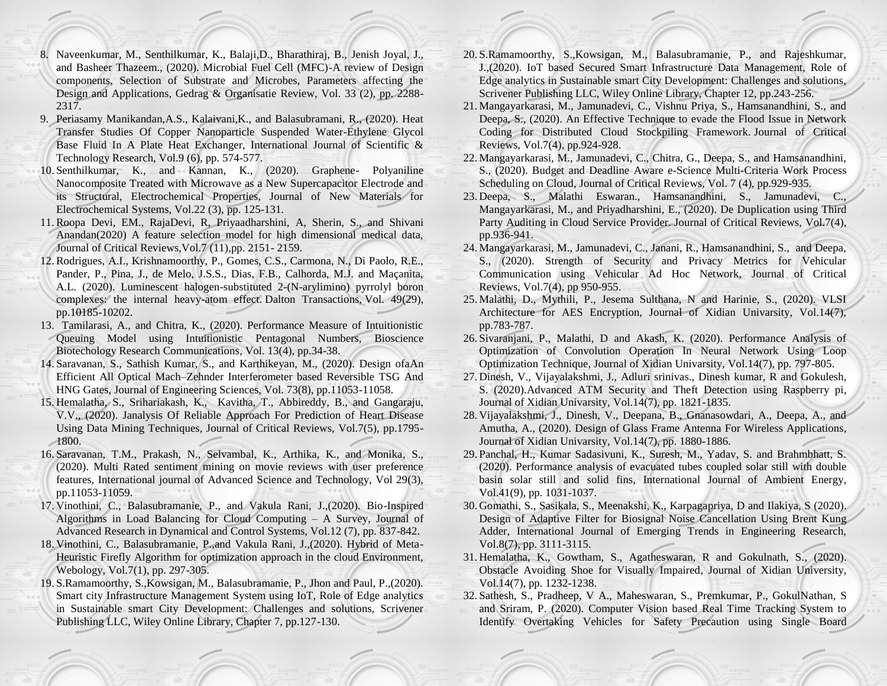8. Naveenkumar, M., Senthilkumar, K., Balaji,D., Bharathiraj, B., Jenish Joyal, J., and Basheer Thazeem., (2020). Microbial Fuel Cell (MFC)-A review of Design components, Selection of Substrate and Microbes, Parameters affecting the Design and Applications, Gedrag & Organisatie Review, Vol. 33 (2), pp. 2288-2317.
9. Periasamy Manikandan,A.S., Kalaivani,K., and Balasubramani, R., (2020). Heat Transfer Studies Of Copper Nanoparticle Suspended Water-Ethylene Glycol Base Fluid In A Plate Heat Exchanger, International Journal of Scientific & Technology Research, Vol.9 (6), pp. 574-577.
10. Senthilkumar, K., and Kannan, K., (2020). Graphene- Polyaniline Nanocomposite Treated with Microwave as a New Supercapacitor Electrode and its Structural, Electrochemical Properties, Journal of New Materials for Electrochemical Systems, Vol.22 (3), pp. 125-131.
11. Roopa Devi, EM., RajaDevi, R, Priyaadharshini, A, Sherin, S., and Shivani Anandan(2020) A feature selection model for high dimensional medical data, Journal of Critical Reviews,Vol.7 (11),pp. 2151- 2159.
12. Rodrigues, A.I., Krishnamoorthy, P., Gomes, C.S., Carmona, N., Di Paolo, R.E., Pander, P., Pina, J., de Melo, J.S.S., Dias, F.B., Calhorda, M.J. and Maçanita, A.L. (2020). Luminescent halogen-substituted 2-(N-arylimino) pyrrolyl boron complexes: the internal heavy-atom effect. Dalton Transactions, Vol. 49(29), pp.10185-10202.
13. Tamilarasi, A., and Chitra, K., (2020). Performance Measure of Intuitionistic Queuing Model using Intuitionistic Pentagonal Numbers, Bioscience Biotechology Research Communications, Vol. 13(4), pp.34-38.
14. Saravanan, S., Sathish Kumar, S., and Karthikeyan, M., (2020). Design ofaAn Efficient All Optical Mach–Zehnder Interferometer based Reversible TSG And HNG Gates, Journal of Engineering Sciences, Vol. 73(8), pp.11053-11058.
15. Hemalatha, S., Srihariakash, K., Kavitha, T., Abbireddy, B., and Gangaraju, V.V., (2020). Janalysis Of Reliable Approach For Prediction of Heart Disease Using Data Mining Techniques, Journal of Critical Reviews, Vol.7(5), pp.1795-1800.
16. Saravanan, T.M., Prakash, N., Selvambal, K., Arthika, K., and Monika, S., (2020). Multi Rated sentiment mining on movie reviews with user preference features, International journal of Advanced Science and Technology, Vol 29(3), pp.11053-11059.
17. Vinothini, C., Balasubramanie, P., and Vakula Rani, J.,(2020). Bio-Inspired Algorithms in Load Balancing for Cloud Computing – A Survey, Journal of Advanced Research in Dynamical and Control Systems, Vol.12 (7), pp. 837-842.
18. Vinothini, C., Balasubramanie, P.,and Vakula Rani, J.,(2020). Hybrid of Meta-Heuristic Firefly Algorithm for optimization approach in the cloud Environment, Webology, Vol.7(1), pp. 297-305.
19. S.Ramamoorthy, S.,Kowsigan, M., Balasubramanie, P., Jhon and Paul, P.,(2020). Smart city Infrastructure Management System using IoT, Role of Edge analytics in Sustainable smart City Development: Challenges and solutions, Scrivener Publishing LLC, Wiley Online Library, Chapter 7, pp.127-130.
20. S.Ramamoorthy, S.,Kowsigan, M., Balasubramanie, P., and Rajeshkumar, J.,(2020). IoT based Secured Smart Infrastructure Data Management, Role of Edge analytics in Sustainable smart City Development: Challenges and solutions, Scrivener Publishing LLC, Wiley Online Library, Chapter 12, pp.243-256.
21. Mangayarkarasi, M., Jamunadevi, C., Vishnu Priya, S., Hamsanandhini, S., and Deepa, S., (2020). An Effective Technique to evade the Flood Issue in Network Coding for Distributed Cloud Stockpiling Framework. Journal of Critical Reviews, Vol.7(4), pp.924-928.
22. Mangayarkarasi, M., Jamunadevi, C., Chitra, G., Deepa, S., and Hamsanandhini, S., (2020). Budget and Deadline Aware e-Science Multi-Criteria Work Process Scheduling on Cloud, Journal of Critical Reviews, Vol. 7 (4), pp.929-935.
23. Deepa, S., Malathi Eswaran., Hamsanandhini, S., Jamunadevi, C., Mangayarkarasi, M., and Priyadharshini, E., (2020). De Duplication using Third Party Auditing in Cloud Service Provider. Journal of Critical Reviews, Vol.7(4), pp.936-941.
24. Mangayarkarasi, M., Jamunadevi, C., Janani, R., Hamsanandhini, S., and Deepa, S., (2020). Strength of Security and Privacy Metrics for Vehicular Communication using Vehicular Ad Hoc Network, Journal of Critical Reviews, Vol.7(4), pp 950-955.
25. Malathi, D., Mythili, P., Jesema Sulthana, N and Harinie, S., (2020). VLSI Architecture for AES Encryption, Journal of Xidian Univarsity, Vol.14(7), pp.783-787.
26. Sivaranjani, P., Malathi, D and Akash, K. (2020). Performance Analysis of Optimization of Convolution Operation In Neural Network Using Loop Optimization Technique, Journal of Xidian Univarsity, Vol.14(7), pp. 797-805.
27. Dinesh, V., Vijayalakshmi, J., Adluri srinivas., Dinesh kumar, R and Gokulesh, S. (2020).Advanced ATM Security and Theft Detection using Raspberry pi, Journal of Xidian Univarsity, Vol.14(7), pp. 1821-1835.
28. Vijayalakshmi, J., Dinesh, V., Deepana, B., Gnanasowdari, A., Deepa, A., and Amutha, A., (2020). Design of Glass Frame Antenna For Wireless Applications, Journal of Xidian Univarsity, Vol.14(7), pp. 1880-1886.
29. Panchal, H., Kumar Sadasivuni, K., Suresh, M., Yadav, S. and Brahmbhatt, S. (2020). Performance analysis of evacuated tubes coupled solar still with double basin solar still and solid fins, International Journal of Ambient Energy, Vol.41(9), pp. 1031-1037.
30. Gomathi, S., Sasikala, S., Meenakshi, K., Karpagapriya, D and Ilakiya, S (2020). Design of Adaptive Filter for Biosignal Noise Cancellation Using Brent Kung Adder, International Journal of Emerging Trends in Engineering Research, Vol.8(7), pp. 3111-3115.
31. Hemalatha, K., Gowtham, S., Agatheswaran, R and Gokulnath, S., (2020). Obstacle Avoiding Shoe for Visually Impaired, Journal of Xidian University, Vol.14(7), pp. 1232-1238.
32. Sathesh, S., Pradheep, V A., Maheswaran, S., Premkumar, P., GokulNathan, S and Sriram, P. (2020). Computer Vision based Real Time Tracking System to Identify Overtaking Vehicles for Safety Precaution using Single Board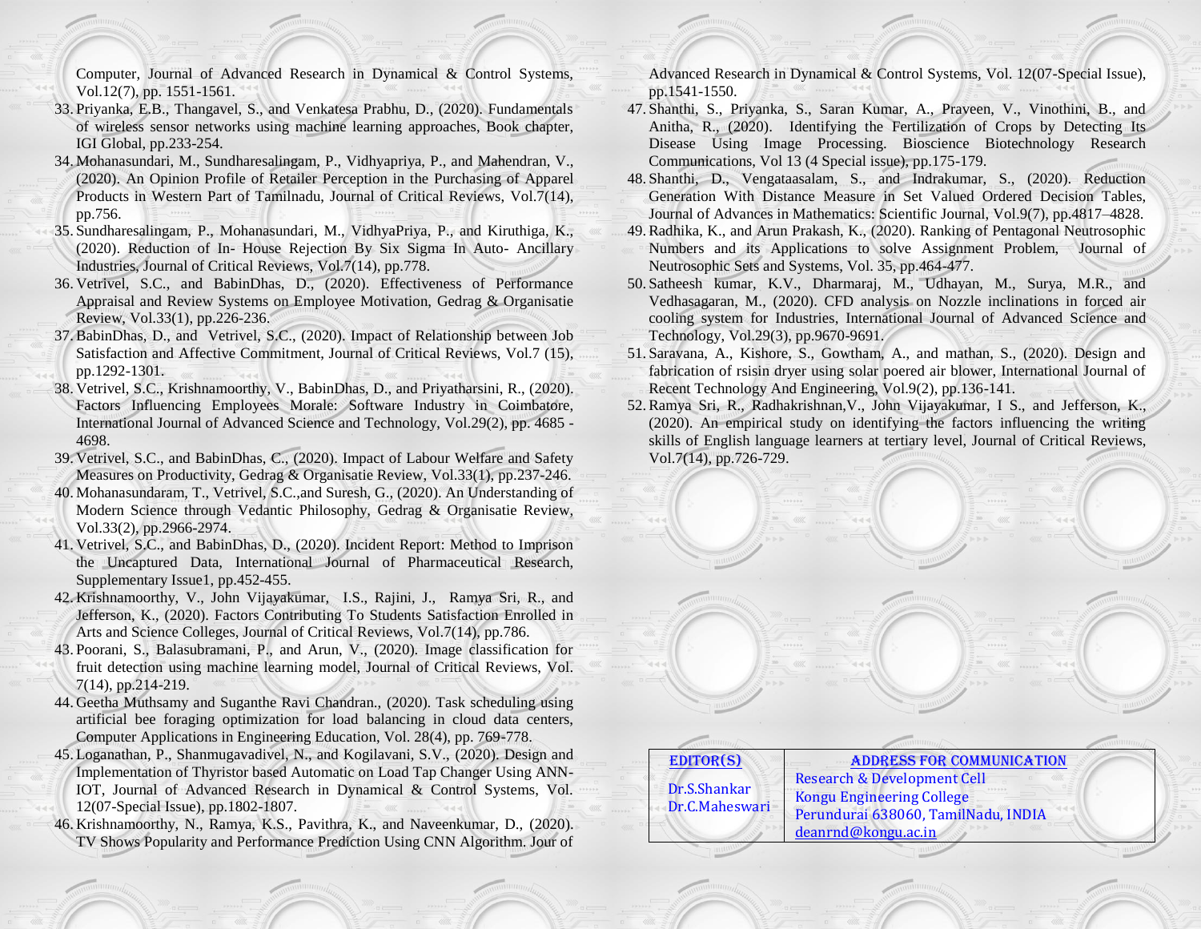Computer, Journal of Advanced Research in Dynamical & Control Systems, Vol.12(7), pp. 1551-1561.

33. Priyanka, E.B., Thangavel, S., and Venkatesa Prabhu, D., (2020). Fundamentals of wireless sensor networks using machine learning approaches, Book chapter, IGI Global, pp.233-254.
34. Mohanasundari, M., Sundharesalingam, P., Vidhyapriya, P., and Mahendran, V., (2020). An Opinion Profile of Retailer Perception in the Purchasing of Apparel Products in Western Part of Tamilnadu, Journal of Critical Reviews, Vol.7(14), pp.756.
35. Sundharesalingam, P., Mohanasundari, M., VidhyaPriya, P., and Kiruthiga, K., (2020). Reduction of In- House Rejection By Six Sigma In Auto- Ancillary Industries, Journal of Critical Reviews, Vol.7(14), pp.778.
36. Vetrivel, S.C., and BabinDhas, D., (2020). Effectiveness of Performance Appraisal and Review Systems on Employee Motivation, Gedrag & Organisatie Review, Vol.33(1), pp.226-236.
37. BabinDhas, D., and Vetrivel, S.C., (2020). Impact of Relationship between Job Satisfaction and Affective Commitment, Journal of Critical Reviews, Vol.7 (15), pp.1292-1301.
38. Vetrivel, S.C., Krishnamoorthy, V., BabinDhas, D., and Priyatharsini, R., (2020). Factors Influencing Employees Morale: Software Industry in Coimbatore, International Journal of Advanced Science and Technology, Vol.29(2), pp. 4685 - 4698.
39. Vetrivel, S.C., and BabinDhas, C., (2020). Impact of Labour Welfare and Safety Measures on Productivity, Gedrag & Organisatie Review, Vol.33(1), pp.237-246.
40. Mohanasundaram, T., Vetrivel, S.C.,and Suresh, G., (2020). An Understanding of Modern Science through Vedantic Philosophy, Gedrag & Organisatie Review, Vol.33(2), pp.2966-2974.
41. Vetrivel, S.C., and BabinDhas, D., (2020). Incident Report: Method to Imprison the Uncaptured Data, International Journal of Pharmaceutical Research, Supplementary Issue1, pp.452-455.
42. Krishnamoorthy, V., John Vijayakumar, I.S., Rajini, J., Ramya Sri, R., and Jefferson, K., (2020). Factors Contributing To Students Satisfaction Enrolled in Arts and Science Colleges, Journal of Critical Reviews, Vol.7(14), pp.786.
43. Poorani, S., Balasubramani, P., and Arun, V., (2020). Image classification for fruit detection using machine learning model, Journal of Critical Reviews, Vol. 7(14), pp.214-219.
44. Geetha Muthsamy and Suganthe Ravi Chandran., (2020). Task scheduling using artificial bee foraging optimization for load balancing in cloud data centers, Computer Applications in Engineering Education, Vol. 28(4), pp. 769-778.
45. Loganathan, P., Shanmugavadivel, N., and Kogilavani, S.V., (2020). Design and Implementation of Thyristor based Automatic on Load Tap Changer Using ANN-IOT, Journal of Advanced Research in Dynamical & Control Systems, Vol. 12(07-Special Issue), pp.1802-1807.
46. Krishnamoorthy, N., Ramya, K.S., Pavithra, K., and Naveenkumar, D., (2020). TV Shows Popularity and Performance Prediction Using CNN Algorithm. Jour of Advanced Research in Dynamical & Control Systems, Vol. 12(07-Special Issue), pp.1541-1550.
47. Shanthi, S., Priyanka, S., Saran Kumar, A., Praveen, V., Vinothini, B., and Anitha, R., (2020). Identifying the Fertilization of Crops by Detecting Its Disease Using Image Processing. Bioscience Biotechnology Research Communications, Vol 13 (4 Special issue), pp.175-179.
48. Shanthi, D., Vengataasalam, S., and Indrakumar, S., (2020). Reduction Generation With Distance Measure in Set Valued Ordered Decision Tables, Journal of Advances in Mathematics: Scientific Journal, Vol.9(7), pp.4817–4828.
49. Radhika, K., and Arun Prakash, K., (2020). Ranking of Pentagonal Neutrosophic Numbers and its Applications to solve Assignment Problem, Journal of Neutrosophic Sets and Systems, Vol. 35, pp.464-477.
50. Satheesh kumar, K.V., Dharmaraj, M., Udhayan, M., Surya, M.R., and Vedhasagaran, M., (2020). CFD analysis on Nozzle inclinations in forced air cooling system for Industries, International Journal of Advanced Science and Technology, Vol.29(3), pp.9670-9691.
51. Saravana, A., Kishore, S., Gowtham, A., and mathan, S., (2020). Design and fabrication of rsisin dryer using solar poered air blower, International Journal of Recent Technology And Engineering, Vol.9(2), pp.136-141.
52. Ramya Sri, R., Radhakrishnan,V., John Vijayakumar, I S., and Jefferson, K., (2020). An empirical study on identifying the factors influencing the writing skills of English language learners at tertiary level, Journal of Critical Reviews, Vol.7(14), pp.726-729.

| EDITOR(S) | ADDRESS FOR COMMUNICATION |
|---|---|
| Dr.S.Shankar<br>Dr.C.Maheswari | Research & Development Cell<br>Kongu Engineering College<br>Perundurai 638060, TamilNadu, INDIA<br>deanrnd@kongu.ac.in |